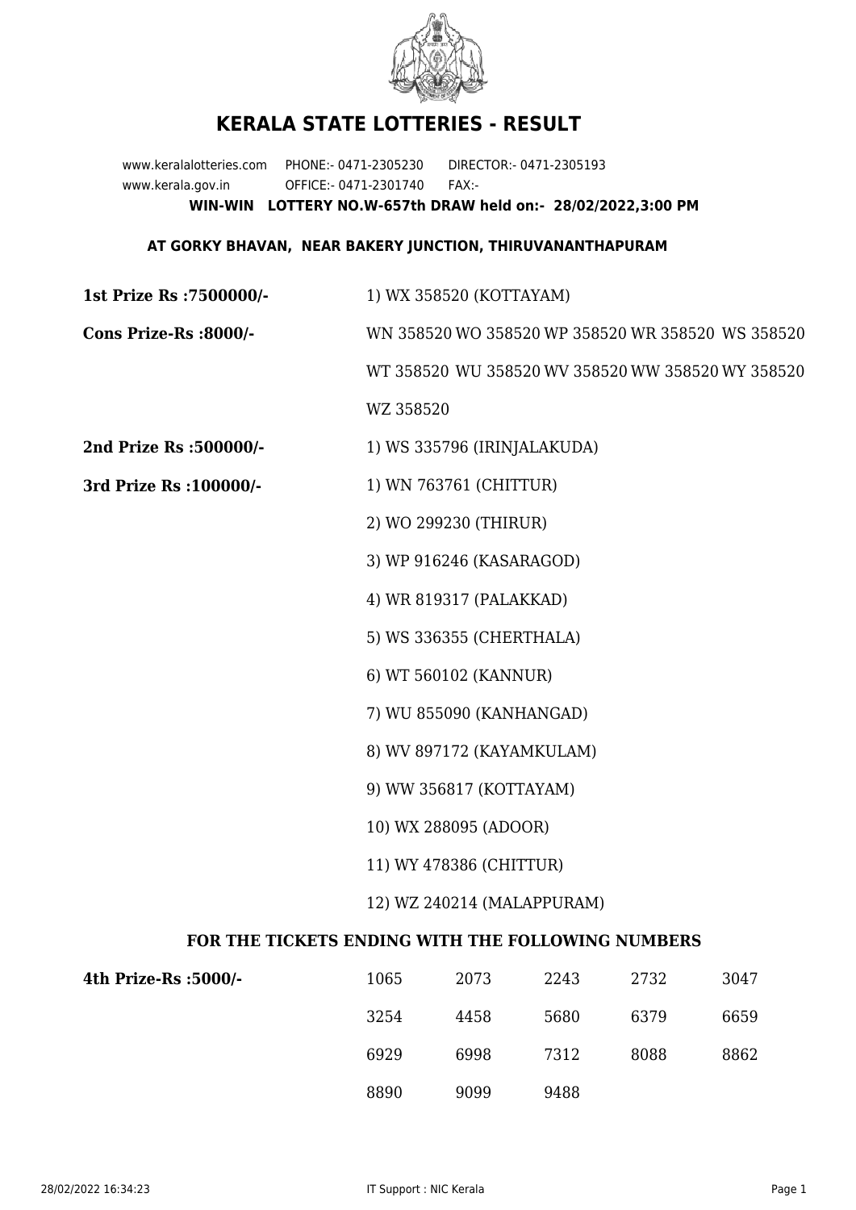# KERALA STATE LOTTERIES - RESULT

www.keralalotteries.com PHONE:- 0471-2305230 DIRECTOR:- 0471-2305193
www.kerala.gov.in OFFICE:- 0471-2301740 FAX:-

**WIN-WIN LOTTERY NO.W-657th DRAW held on:- 28/02/2022,3:00 PM**

**AT GORKY BHAVAN, NEAR BAKERY JUNCTION, THIRUVANANTHAPURAM**

**1st Prize Rs :7500000/-** 1) WX 358520 (KOTTAYAM)

**Cons Prize-Rs :8000/-** WN 358520 WO 358520 WP 358520 WR 358520 WS 358520 WT 358520 WU 358520 WV 358520 WW 358520 WY 358520 WZ 358520

**2nd Prize Rs :500000/-** 1) WS 335796 (IRINJALAKUDA)

**3rd Prize Rs :100000/-**
1) WN 763761 (CHITTUR)
2) WO 299230 (THIRUR)
3) WP 916246 (KASARAGOD)
4) WR 819317 (PALAKKAD)
5) WS 336355 (CHERTHALA)
6) WT 560102 (KANNUR)
7) WU 855090 (KANHANGAD)
8) WV 897172 (KAYAMKULAM)
9) WW 356817 (KOTTAYAM)
10) WX 288095 (ADOOR)
11) WY 478386 (CHITTUR)
12) WZ 240214 (MALAPPURAM)

## FOR THE TICKETS ENDING WITH THE FOLLOWING NUMBERS

**4th Prize-Rs :5000/-**

| | | | | |
|---|---|---|---|---|
| 1065 | 2073 | 2243 | 2732 | 3047 |
| 3254 | 4458 | 5680 | 6379 | 6659 |
| 6929 | 6998 | 7312 | 8088 | 8862 |
| 8890 | 9099 | 9488 | | |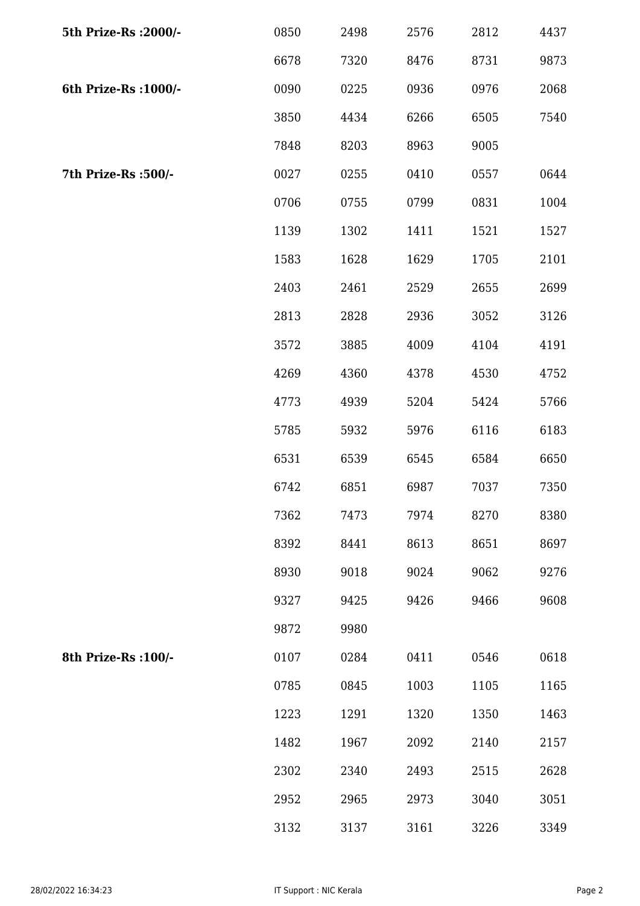| | | | | | |
|---|---|---|---|---|---|
| **5th Prize-Rs :2000/-** | 0850 | 2498 | 2576 | 2812 | 4437 |
| | 6678 | 7320 | 8476 | 8731 | 9873 |
| **6th Prize-Rs :1000/-** | 0090 | 0225 | 0936 | 0976 | 2068 |
| | 3850 | 4434 | 6266 | 6505 | 7540 |
| | 7848 | 8203 | 8963 | 9005 | |
| **7th Prize-Rs :500/-** | 0027 | 0255 | 0410 | 0557 | 0644 |
| | 0706 | 0755 | 0799 | 0831 | 1004 |
| | 1139 | 1302 | 1411 | 1521 | 1527 |
| | 1583 | 1628 | 1629 | 1705 | 2101 |
| | 2403 | 2461 | 2529 | 2655 | 2699 |
| | 2813 | 2828 | 2936 | 3052 | 3126 |
| | 3572 | 3885 | 4009 | 4104 | 4191 |
| | 4269 | 4360 | 4378 | 4530 | 4752 |
| | 4773 | 4939 | 5204 | 5424 | 5766 |
| | 5785 | 5932 | 5976 | 6116 | 6183 |
| | 6531 | 6539 | 6545 | 6584 | 6650 |
| | 6742 | 6851 | 6987 | 7037 | 7350 |
| | 7362 | 7473 | 7974 | 8270 | 8380 |
| | 8392 | 8441 | 8613 | 8651 | 8697 |
| | 8930 | 9018 | 9024 | 9062 | 9276 |
| | 9327 | 9425 | 9426 | 9466 | 9608 |
| | 9872 | 9980 | | | |
| **8th Prize-Rs :100/-** | 0107 | 0284 | 0411 | 0546 | 0618 |
| | 0785 | 0845 | 1003 | 1105 | 1165 |
| | 1223 | 1291 | 1320 | 1350 | 1463 |
| | 1482 | 1967 | 2092 | 2140 | 2157 |
| | 2302 | 2340 | 2493 | 2515 | 2628 |
| | 2952 | 2965 | 2973 | 3040 | 3051 |
| | 3132 | 3137 | 3161 | 3226 | 3349 |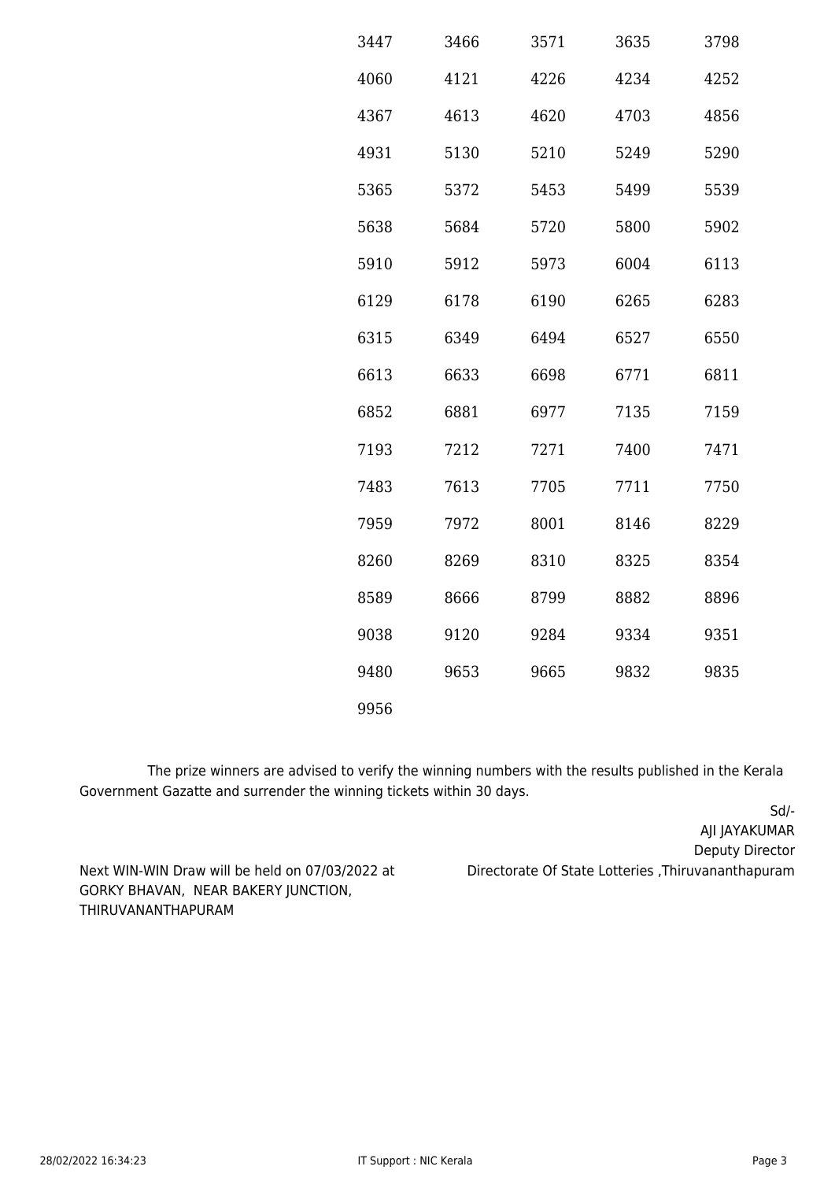| | | | | |
|---|---|---|---|---|
| 3447 | 3466 | 3571 | 3635 | 3798 |
| 4060 | 4121 | 4226 | 4234 | 4252 |
| 4367 | 4613 | 4620 | 4703 | 4856 |
| 4931 | 5130 | 5210 | 5249 | 5290 |
| 5365 | 5372 | 5453 | 5499 | 5539 |
| 5638 | 5684 | 5720 | 5800 | 5902 |
| 5910 | 5912 | 5973 | 6004 | 6113 |
| 6129 | 6178 | 6190 | 6265 | 6283 |
| 6315 | 6349 | 6494 | 6527 | 6550 |
| 6613 | 6633 | 6698 | 6771 | 6811 |
| 6852 | 6881 | 6977 | 7135 | 7159 |
| 7193 | 7212 | 7271 | 7400 | 7471 |
| 7483 | 7613 | 7705 | 7711 | 7750 |
| 7959 | 7972 | 8001 | 8146 | 8229 |
| 8260 | 8269 | 8310 | 8325 | 8354 |
| 8589 | 8666 | 8799 | 8882 | 8896 |
| 9038 | 9120 | 9284 | 9334 | 9351 |
| 9480 | 9653 | 9665 | 9832 | 9835 |
| 9956 | | | | |

The prize winners are advised to verify the winning numbers with the results published in the Kerala Government Gazatte and surrender the winning tickets within 30 days.

Sd/-
AJI JAYAKUMAR
Deputy Director
Directorate Of State Lotteries ,Thiruvananthapuram

Next WIN-WIN Draw will be held on 07/03/2022 at GORKY BHAVAN, NEAR BAKERY JUNCTION, THIRUVANANTHAPURAM

28/02/2022 16:34:23

IT Support : NIC Kerala